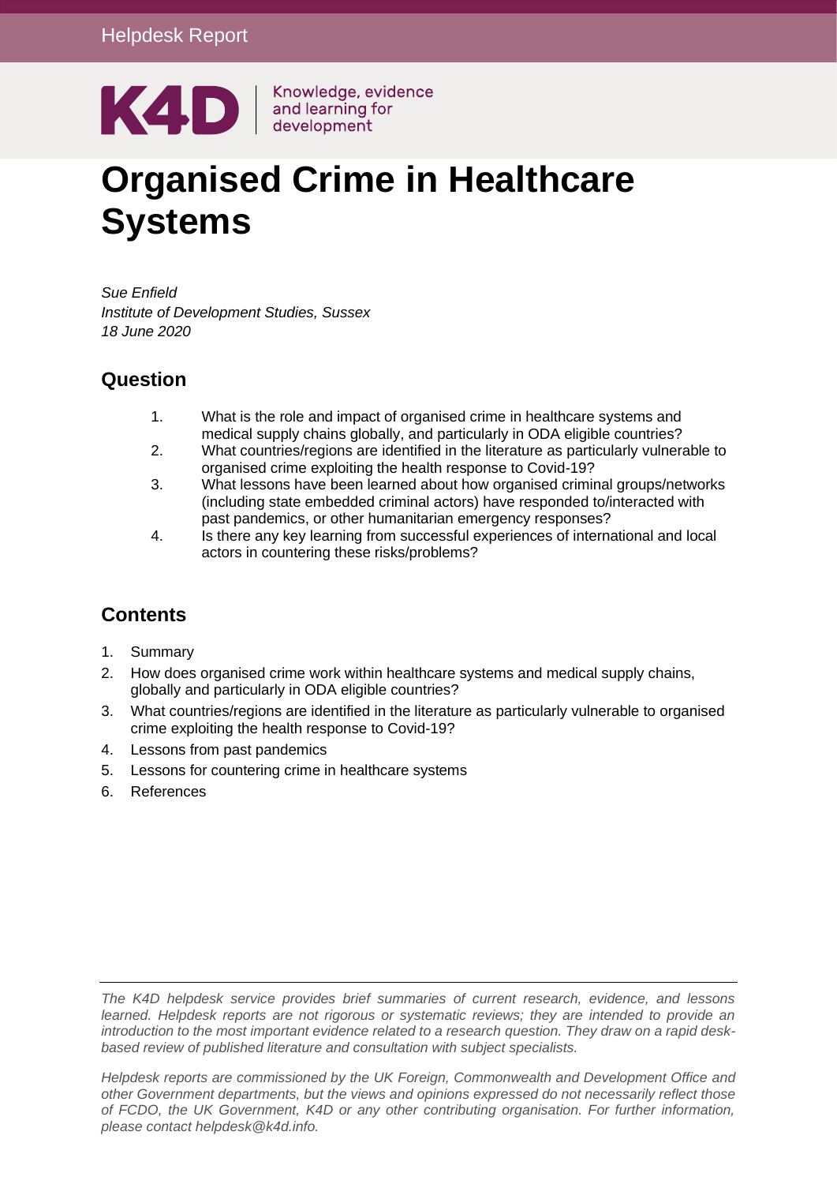Helpdesk Report

K4D | Knowledge, evidence and learning for development

# Organised Crime in Healthcare Systems

*Sue Enfield*
*Institute of Development Studies, Sussex*
*18 June 2020*

## Question

1. What is the role and impact of organised crime in healthcare systems and medical supply chains globally, and particularly in ODA eligible countries?
2. What countries/regions are identified in the literature as particularly vulnerable to organised crime exploiting the health response to Covid-19?
3. What lessons have been learned about how organised criminal groups/networks (including state embedded criminal actors) have responded to/interacted with past pandemics, or other humanitarian emergency responses?
4. Is there any key learning from successful experiences of international and local actors in countering these risks/problems?

## Contents

1. Summary
2. How does organised crime work within healthcare systems and medical supply chains, globally and particularly in ODA eligible countries?
3. What countries/regions are identified in the literature as particularly vulnerable to organised crime exploiting the health response to Covid-19?
4. Lessons from past pandemics
5. Lessons for countering crime in healthcare systems
6. References

*The K4D helpdesk service provides brief summaries of current research, evidence, and lessons learned. Helpdesk reports are not rigorous or systematic reviews; they are intended to provide an introduction to the most important evidence related to a research question. They draw on a rapid desk-based review of published literature and consultation with subject specialists.*

*Helpdesk reports are commissioned by the UK Foreign, Commonwealth and Development Office and other Government departments, but the views and opinions expressed do not necessarily reflect those of FCDO, the UK Government, K4D or any other contributing organisation. For further information, please contact helpdesk@k4d.info.*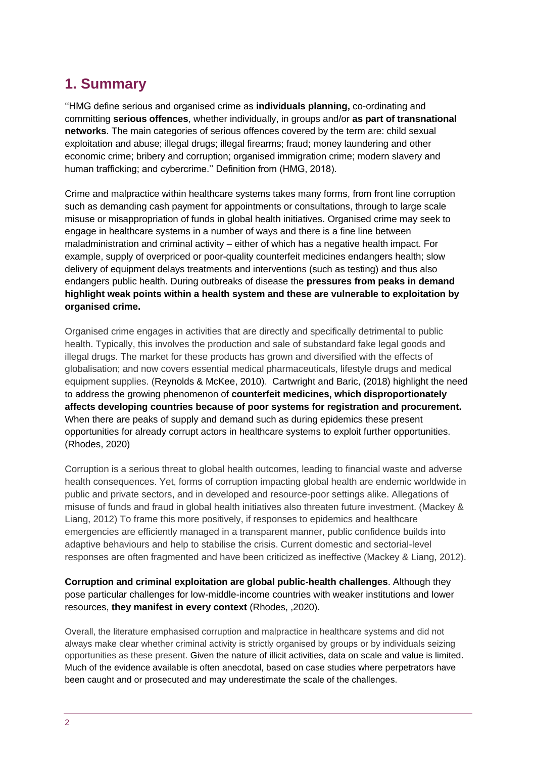# 1. Summary

''HMG define serious and organised crime as **individuals planning,** co-ordinating and committing **serious offences**, whether individually, in groups and/or **as part of transnational networks**. The main categories of serious offences covered by the term are: child sexual exploitation and abuse; illegal drugs; illegal firearms; fraud; money laundering and other economic crime; bribery and corruption; organised immigration crime; modern slavery and human trafficking; and cybercrime.'' Definition from (HMG, 2018).

Crime and malpractice within healthcare systems takes many forms, from front line corruption such as demanding cash payment for appointments or consultations, through to large scale misuse or misappropriation of funds in global health initiatives. Organised crime may seek to engage in healthcare systems in a number of ways and there is a fine line between maladministration and criminal activity – either of which has a negative health impact. For example, supply of overpriced or poor-quality counterfeit medicines endangers health; slow delivery of equipment delays treatments and interventions (such as testing) and thus also endangers public health. During outbreaks of disease the **pressures from peaks in demand highlight weak points within a health system and these are vulnerable to exploitation by organised crime.**

Organised crime engages in activities that are directly and specifically detrimental to public health. Typically, this involves the production and sale of substandard fake legal goods and illegal drugs. The market for these products has grown and diversified with the effects of globalisation; and now covers essential medical pharmaceuticals, lifestyle drugs and medical equipment supplies. (Reynolds & McKee, 2010). Cartwright and Baric, (2018) highlight the need to address the growing phenomenon of **counterfeit medicines, which disproportionately affects developing countries because of poor systems for registration and procurement.** When there are peaks of supply and demand such as during epidemics these present opportunities for already corrupt actors in healthcare systems to exploit further opportunities. (Rhodes, 2020)

Corruption is a serious threat to global health outcomes, leading to financial waste and adverse health consequences. Yet, forms of corruption impacting global health are endemic worldwide in public and private sectors, and in developed and resource-poor settings alike. Allegations of misuse of funds and fraud in global health initiatives also threaten future investment. (Mackey & Liang, 2012) To frame this more positively, if responses to epidemics and healthcare emergencies are efficiently managed in a transparent manner, public confidence builds into adaptive behaviours and help to stabilise the crisis. Current domestic and sectorial-level responses are often fragmented and have been criticized as ineffective (Mackey & Liang, 2012).

**Corruption and criminal exploitation are global public-health challenges**. Although they pose particular challenges for low-middle-income countries with weaker institutions and lower resources, **they manifest in every context** (Rhodes, ,2020).

Overall, the literature emphasised corruption and malpractice in healthcare systems and did not always make clear whether criminal activity is strictly organised by groups or by individuals seizing opportunities as these present. Given the nature of illicit activities, data on scale and value is limited. Much of the evidence available is often anecdotal, based on case studies where perpetrators have been caught and or prosecuted and may underestimate the scale of the challenges.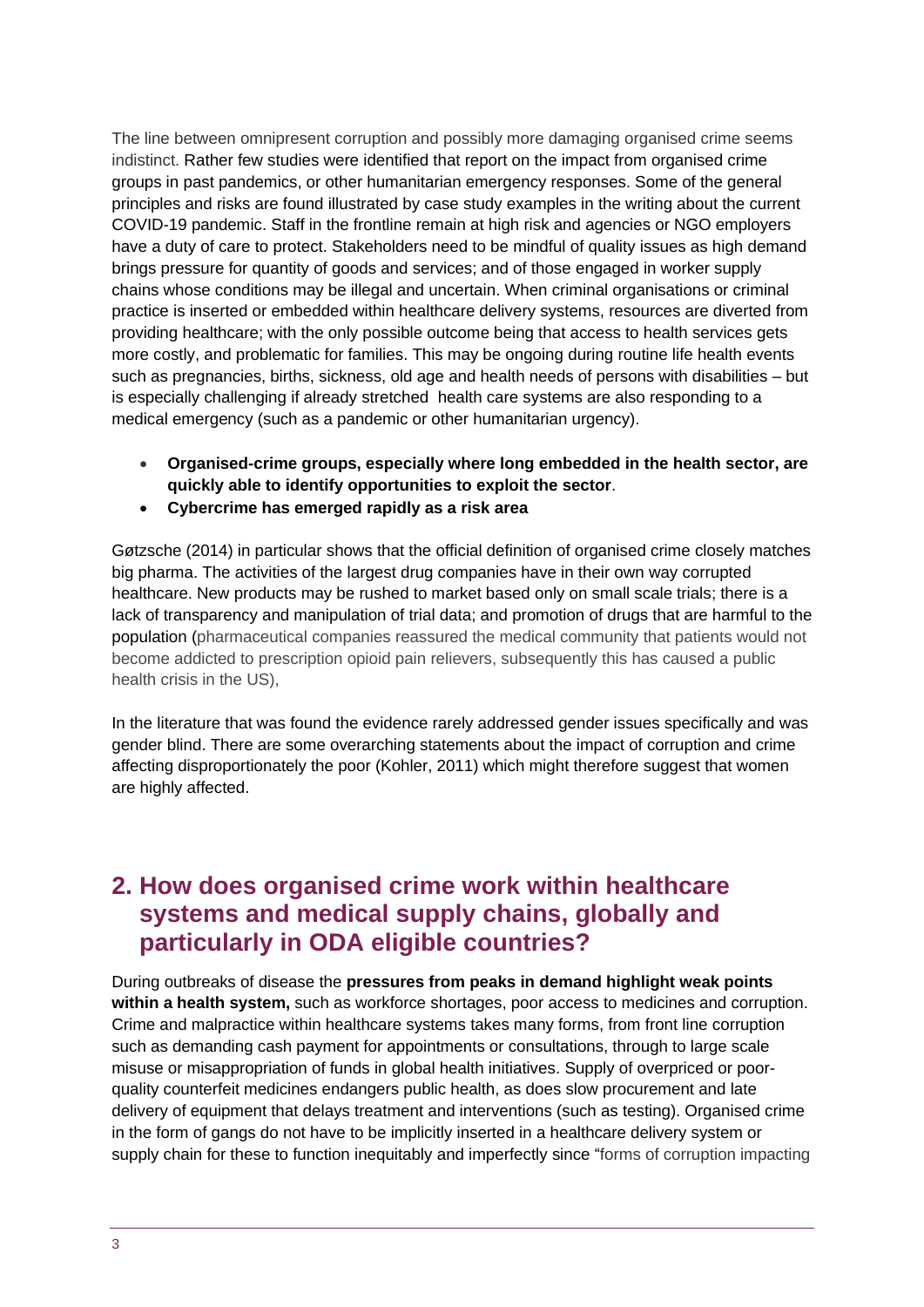The line between omnipresent corruption and possibly more damaging organised crime seems indistinct. Rather few studies were identified that report on the impact from organised crime groups in past pandemics, or other humanitarian emergency responses. Some of the general principles and risks are found illustrated by case study examples in the writing about the current COVID-19 pandemic. Staff in the frontline remain at high risk and agencies or NGO employers have a duty of care to protect. Stakeholders need to be mindful of quality issues as high demand brings pressure for quantity of goods and services; and of those engaged in worker supply chains whose conditions may be illegal and uncertain. When criminal organisations or criminal practice is inserted or embedded within healthcare delivery systems, resources are diverted from providing healthcare; with the only possible outcome being that access to health services gets more costly, and problematic for families. This may be ongoing during routine life health events such as pregnancies, births, sickness, old age and health needs of persons with disabilities – but is especially challenging if already stretched health care systems are also responding to a medical emergency (such as a pandemic or other humanitarian urgency).

- **Organised-crime groups, especially where long embedded in the health sector, are quickly able to identify opportunities to exploit the sector**.
- **Cybercrime has emerged rapidly as a risk area**

Gøtzsche (2014) in particular shows that the official definition of organised crime closely matches big pharma. The activities of the largest drug companies have in their own way corrupted healthcare. New products may be rushed to market based only on small scale trials; there is a lack of transparency and manipulation of trial data; and promotion of drugs that are harmful to the population (pharmaceutical companies reassured the medical community that patients would not become addicted to prescription opioid pain relievers, subsequently this has caused a public health crisis in the US),

In the literature that was found the evidence rarely addressed gender issues specifically and was gender blind. There are some overarching statements about the impact of corruption and crime affecting disproportionately the poor (Kohler, 2011) which might therefore suggest that women are highly affected.

## 2. How does organised crime work within healthcare systems and medical supply chains, globally and particularly in ODA eligible countries?

During outbreaks of disease the **pressures from peaks in demand highlight weak points within a health system,** such as workforce shortages, poor access to medicines and corruption. Crime and malpractice within healthcare systems takes many forms, from front line corruption such as demanding cash payment for appointments or consultations, through to large scale misuse or misappropriation of funds in global health initiatives. Supply of overpriced or poor-quality counterfeit medicines endangers public health, as does slow procurement and late delivery of equipment that delays treatment and interventions (such as testing). Organised crime in the form of gangs do not have to be implicitly inserted in a healthcare delivery system or supply chain for these to function inequitably and imperfectly since "forms of corruption impacting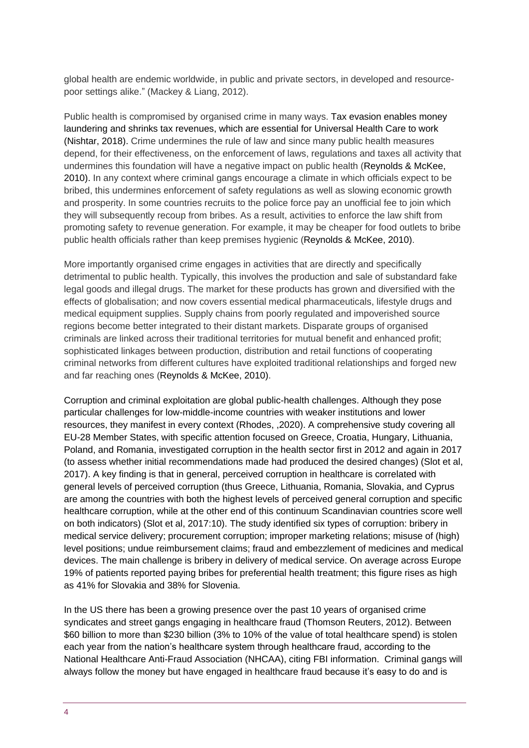global health are endemic worldwide, in public and private sectors, in developed and resource-poor settings alike." (Mackey & Liang, 2012).

Public health is compromised by organised crime in many ways. Tax evasion enables money laundering and shrinks tax revenues, which are essential for Universal Health Care to work (Nishtar, 2018). Crime undermines the rule of law and since many public health measures depend, for their effectiveness, on the enforcement of laws, regulations and taxes all activity that undermines this foundation will have a negative impact on public health (Reynolds & McKee, 2010). In any context where criminal gangs encourage a climate in which officials expect to be bribed, this undermines enforcement of safety regulations as well as slowing economic growth and prosperity. In some countries recruits to the police force pay an unofficial fee to join which they will subsequently recoup from bribes. As a result, activities to enforce the law shift from promoting safety to revenue generation. For example, it may be cheaper for food outlets to bribe public health officials rather than keep premises hygienic (Reynolds & McKee, 2010).

More importantly organised crime engages in activities that are directly and specifically detrimental to public health. Typically, this involves the production and sale of substandard fake legal goods and illegal drugs. The market for these products has grown and diversified with the effects of globalisation; and now covers essential medical pharmaceuticals, lifestyle drugs and medical equipment supplies. Supply chains from poorly regulated and impoverished source regions become better integrated to their distant markets. Disparate groups of organised criminals are linked across their traditional territories for mutual benefit and enhanced profit; sophisticated linkages between production, distribution and retail functions of cooperating criminal networks from different cultures have exploited traditional relationships and forged new and far reaching ones (Reynolds & McKee, 2010).

Corruption and criminal exploitation are global public-health challenges. Although they pose particular challenges for low-middle-income countries with weaker institutions and lower resources, they manifest in every context (Rhodes, ,2020). A comprehensive study covering all EU-28 Member States, with specific attention focused on Greece, Croatia, Hungary, Lithuania, Poland, and Romania, investigated corruption in the health sector first in 2012 and again in 2017 (to assess whether initial recommendations made had produced the desired changes) (Slot et al, 2017). A key finding is that in general, perceived corruption in healthcare is correlated with general levels of perceived corruption (thus Greece, Lithuania, Romania, Slovakia, and Cyprus are among the countries with both the highest levels of perceived general corruption and specific healthcare corruption, while at the other end of this continuum Scandinavian countries score well on both indicators) (Slot et al, 2017:10). The study identified six types of corruption: bribery in medical service delivery; procurement corruption; improper marketing relations; misuse of (high) level positions; undue reimbursement claims; fraud and embezzlement of medicines and medical devices. The main challenge is bribery in delivery of medical service. On average across Europe 19% of patients reported paying bribes for preferential health treatment; this figure rises as high as 41% for Slovakia and 38% for Slovenia.

In the US there has been a growing presence over the past 10 years of organised crime syndicates and street gangs engaging in healthcare fraud (Thomson Reuters, 2012). Between $60 billion to more than $230 billion (3% to 10% of the value of total healthcare spend) is stolen each year from the nation's healthcare system through healthcare fraud, according to the National Healthcare Anti-Fraud Association (NHCAA), citing FBI information. Criminal gangs will always follow the money but have engaged in healthcare fraud because it's easy to do and is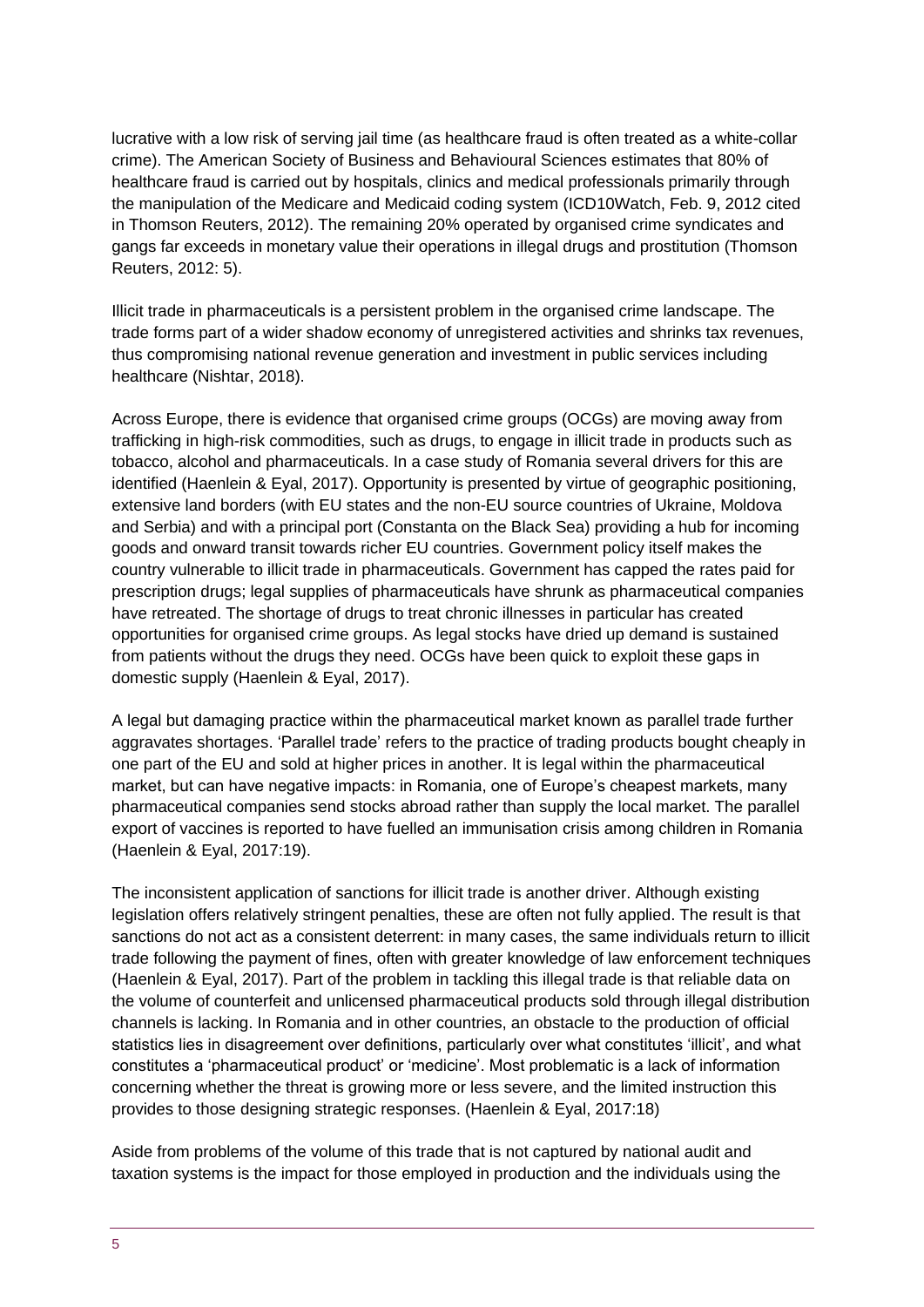lucrative with a low risk of serving jail time (as healthcare fraud is often treated as a white-collar crime). The American Society of Business and Behavioural Sciences estimates that 80% of healthcare fraud is carried out by hospitals, clinics and medical professionals primarily through the manipulation of the Medicare and Medicaid coding system (ICD10Watch, Feb. 9, 2012 cited in Thomson Reuters, 2012). The remaining 20% operated by organised crime syndicates and gangs far exceeds in monetary value their operations in illegal drugs and prostitution (Thomson Reuters, 2012: 5).

Illicit trade in pharmaceuticals is a persistent problem in the organised crime landscape. The trade forms part of a wider shadow economy of unregistered activities and shrinks tax revenues, thus compromising national revenue generation and investment in public services including healthcare (Nishtar, 2018).

Across Europe, there is evidence that organised crime groups (OCGs) are moving away from trafficking in high-risk commodities, such as drugs, to engage in illicit trade in products such as tobacco, alcohol and pharmaceuticals. In a case study of Romania several drivers for this are identified (Haenlein & Eyal, 2017). Opportunity is presented by virtue of geographic positioning, extensive land borders (with EU states and the non-EU source countries of Ukraine, Moldova and Serbia) and with a principal port (Constanta on the Black Sea) providing a hub for incoming goods and onward transit towards richer EU countries. Government policy itself makes the country vulnerable to illicit trade in pharmaceuticals. Government has capped the rates paid for prescription drugs; legal supplies of pharmaceuticals have shrunk as pharmaceutical companies have retreated. The shortage of drugs to treat chronic illnesses in particular has created opportunities for organised crime groups. As legal stocks have dried up demand is sustained from patients without the drugs they need. OCGs have been quick to exploit these gaps in domestic supply (Haenlein & Eyal, 2017).

A legal but damaging practice within the pharmaceutical market known as parallel trade further aggravates shortages. 'Parallel trade' refers to the practice of trading products bought cheaply in one part of the EU and sold at higher prices in another. It is legal within the pharmaceutical market, but can have negative impacts: in Romania, one of Europe's cheapest markets, many pharmaceutical companies send stocks abroad rather than supply the local market. The parallel export of vaccines is reported to have fuelled an immunisation crisis among children in Romania (Haenlein & Eyal, 2017:19).

The inconsistent application of sanctions for illicit trade is another driver. Although existing legislation offers relatively stringent penalties, these are often not fully applied. The result is that sanctions do not act as a consistent deterrent: in many cases, the same individuals return to illicit trade following the payment of fines, often with greater knowledge of law enforcement techniques (Haenlein & Eyal, 2017). Part of the problem in tackling this illegal trade is that reliable data on the volume of counterfeit and unlicensed pharmaceutical products sold through illegal distribution channels is lacking. In Romania and in other countries, an obstacle to the production of official statistics lies in disagreement over definitions, particularly over what constitutes 'illicit', and what constitutes a 'pharmaceutical product' or 'medicine'. Most problematic is a lack of information concerning whether the threat is growing more or less severe, and the limited instruction this provides to those designing strategic responses. (Haenlein & Eyal, 2017:18)

Aside from problems of the volume of this trade that is not captured by national audit and taxation systems is the impact for those employed in production and the individuals using the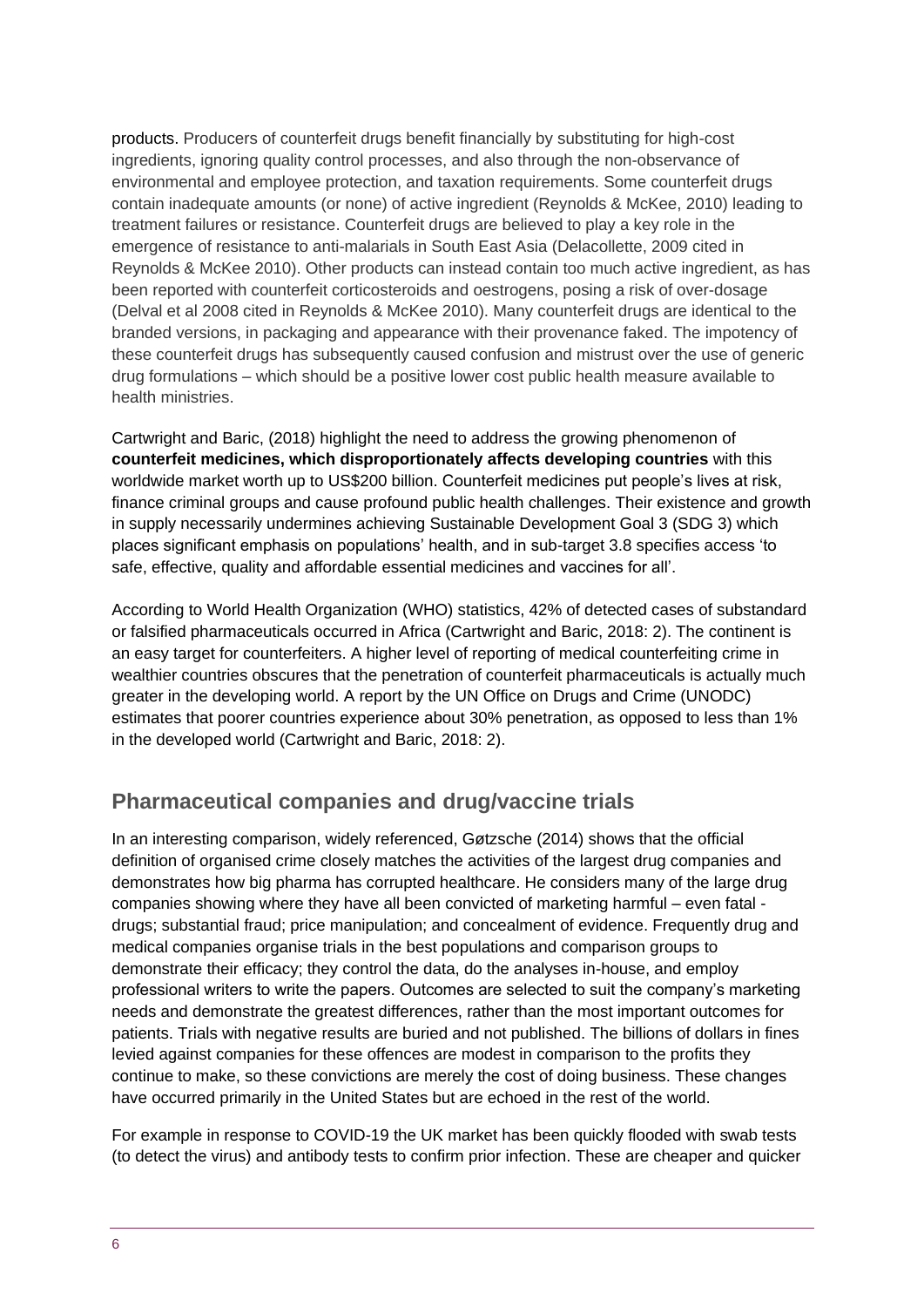products. Producers of counterfeit drugs benefit financially by substituting for high-cost ingredients, ignoring quality control processes, and also through the non-observance of environmental and employee protection, and taxation requirements. Some counterfeit drugs contain inadequate amounts (or none) of active ingredient (Reynolds & McKee, 2010) leading to treatment failures or resistance. Counterfeit drugs are believed to play a key role in the emergence of resistance to anti-malarials in South East Asia (Delacollette, 2009 cited in Reynolds & McKee 2010). Other products can instead contain too much active ingredient, as has been reported with counterfeit corticosteroids and oestrogens, posing a risk of over-dosage (Delval et al 2008 cited in Reynolds & McKee 2010). Many counterfeit drugs are identical to the branded versions, in packaging and appearance with their provenance faked. The impotency of these counterfeit drugs has subsequently caused confusion and mistrust over the use of generic drug formulations – which should be a positive lower cost public health measure available to health ministries.

Cartwright and Baric, (2018) highlight the need to address the growing phenomenon of **counterfeit medicines, which disproportionately affects developing countries** with this worldwide market worth up to US$200 billion. Counterfeit medicines put people's lives at risk, finance criminal groups and cause profound public health challenges. Their existence and growth in supply necessarily undermines achieving Sustainable Development Goal 3 (SDG 3) which places significant emphasis on populations' health, and in sub-target 3.8 specifies access 'to safe, effective, quality and affordable essential medicines and vaccines for all'.

According to World Health Organization (WHO) statistics, 42% of detected cases of substandard or falsified pharmaceuticals occurred in Africa (Cartwright and Baric, 2018: 2). The continent is an easy target for counterfeiters. A higher level of reporting of medical counterfeiting crime in wealthier countries obscures that the penetration of counterfeit pharmaceuticals is actually much greater in the developing world. A report by the UN Office on Drugs and Crime (UNODC) estimates that poorer countries experience about 30% penetration, as opposed to less than 1% in the developed world (Cartwright and Baric, 2018: 2).

## Pharmaceutical companies and drug/vaccine trials

In an interesting comparison, widely referenced, Gøtzsche (2014) shows that the official definition of organised crime closely matches the activities of the largest drug companies and demonstrates how big pharma has corrupted healthcare. He considers many of the large drug companies showing where they have all been convicted of marketing harmful – even fatal - drugs; substantial fraud; price manipulation; and concealment of evidence. Frequently drug and medical companies organise trials in the best populations and comparison groups to demonstrate their efficacy; they control the data, do the analyses in-house, and employ professional writers to write the papers. Outcomes are selected to suit the company's marketing needs and demonstrate the greatest differences, rather than the most important outcomes for patients. Trials with negative results are buried and not published. The billions of dollars in fines levied against companies for these offences are modest in comparison to the profits they continue to make, so these convictions are merely the cost of doing business. These changes have occurred primarily in the United States but are echoed in the rest of the world.

For example in response to COVID-19 the UK market has been quickly flooded with swab tests (to detect the virus) and antibody tests to confirm prior infection. These are cheaper and quicker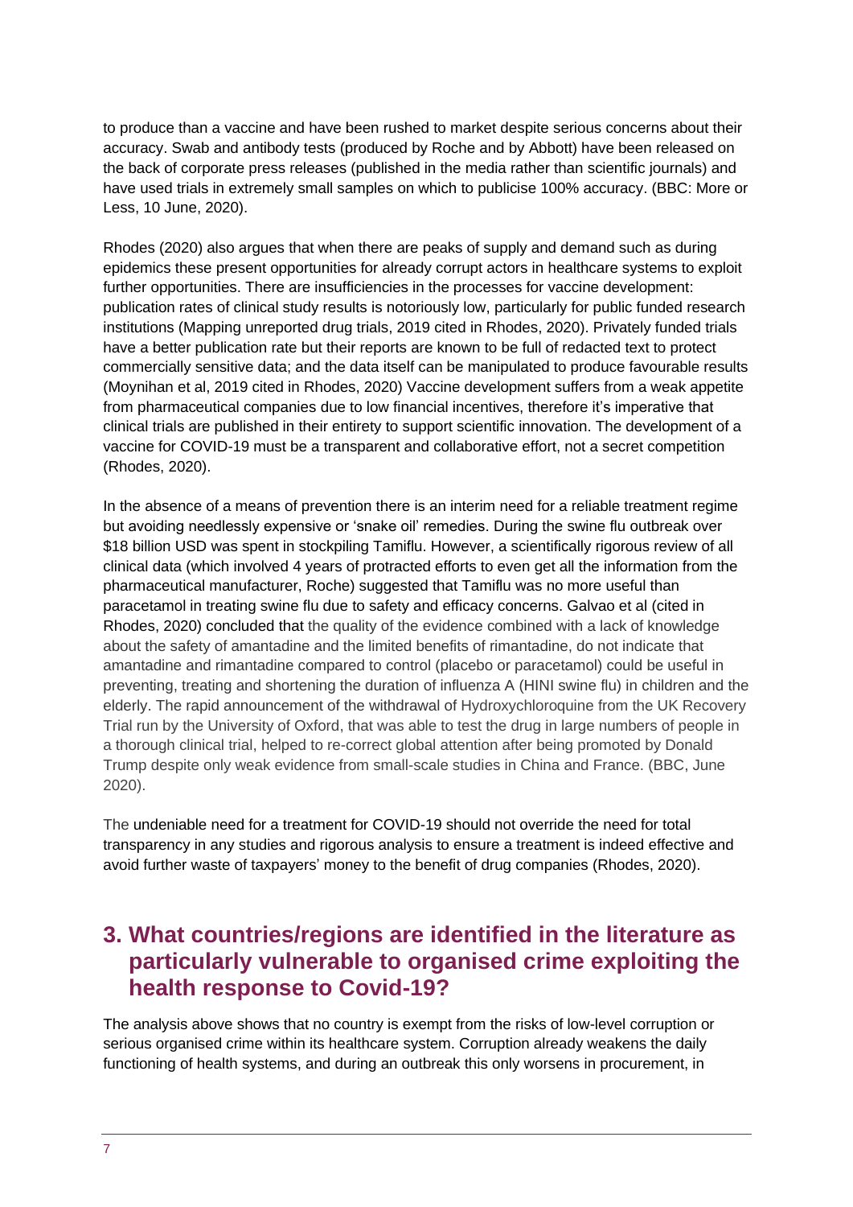to produce than a vaccine and have been rushed to market despite serious concerns about their accuracy. Swab and antibody tests (produced by Roche and by Abbott) have been released on the back of corporate press releases (published in the media rather than scientific journals) and have used trials in extremely small samples on which to publicise 100% accuracy. (BBC: More or Less, 10 June, 2020).

Rhodes (2020) also argues that when there are peaks of supply and demand such as during epidemics these present opportunities for already corrupt actors in healthcare systems to exploit further opportunities. There are insufficiencies in the processes for vaccine development: publication rates of clinical study results is notoriously low, particularly for public funded research institutions (Mapping unreported drug trials, 2019 cited in Rhodes, 2020). Privately funded trials have a better publication rate but their reports are known to be full of redacted text to protect commercially sensitive data; and the data itself can be manipulated to produce favourable results (Moynihan et al, 2019 cited in Rhodes, 2020) Vaccine development suffers from a weak appetite from pharmaceutical companies due to low financial incentives, therefore it's imperative that clinical trials are published in their entirety to support scientific innovation. The development of a vaccine for COVID-19 must be a transparent and collaborative effort, not a secret competition (Rhodes, 2020).

In the absence of a means of prevention there is an interim need for a reliable treatment regime but avoiding needlessly expensive or 'snake oil' remedies. During the swine flu outbreak over $18 billion USD was spent in stockpiling Tamiflu. However, a scientifically rigorous review of all clinical data (which involved 4 years of protracted efforts to even get all the information from the pharmaceutical manufacturer, Roche) suggested that Tamiflu was no more useful than paracetamol in treating swine flu due to safety and efficacy concerns. Galvao et al (cited in Rhodes, 2020) concluded that the quality of the evidence combined with a lack of knowledge about the safety of amantadine and the limited benefits of rimantadine, do not indicate that amantadine and rimantadine compared to control (placebo or paracetamol) could be useful in preventing, treating and shortening the duration of influenza A (HINI swine flu) in children and the elderly. The rapid announcement of the withdrawal of Hydroxychloroquine from the UK Recovery Trial run by the University of Oxford, that was able to test the drug in large numbers of people in a thorough clinical trial, helped to re-correct global attention after being promoted by Donald Trump despite only weak evidence from small-scale studies in China and France. (BBC, June 2020).

The undeniable need for a treatment for COVID-19 should not override the need for total transparency in any studies and rigorous analysis to ensure a treatment is indeed effective and avoid further waste of taxpayers' money to the benefit of drug companies (Rhodes, 2020).

## 3. What countries/regions are identified in the literature as particularly vulnerable to organised crime exploiting the health response to Covid-19?

The analysis above shows that no country is exempt from the risks of low-level corruption or serious organised crime within its healthcare system. Corruption already weakens the daily functioning of health systems, and during an outbreak this only worsens in procurement, in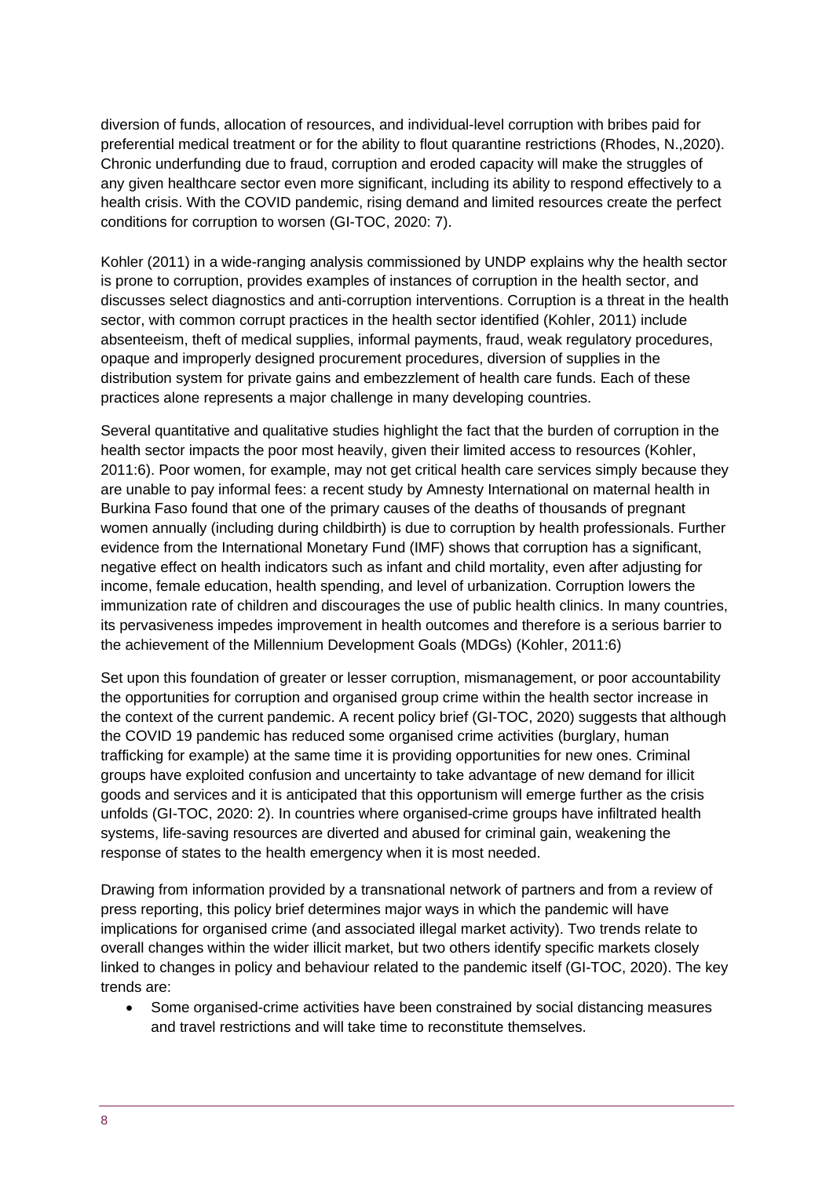diversion of funds, allocation of resources, and individual-level corruption with bribes paid for preferential medical treatment or for the ability to flout quarantine restrictions (Rhodes, N.,2020). Chronic underfunding due to fraud, corruption and eroded capacity will make the struggles of any given healthcare sector even more significant, including its ability to respond effectively to a health crisis. With the COVID pandemic, rising demand and limited resources create the perfect conditions for corruption to worsen (GI-TOC, 2020: 7).

Kohler (2011) in a wide-ranging analysis commissioned by UNDP explains why the health sector is prone to corruption, provides examples of instances of corruption in the health sector, and discusses select diagnostics and anti-corruption interventions. Corruption is a threat in the health sector, with common corrupt practices in the health sector identified (Kohler, 2011) include absenteeism, theft of medical supplies, informal payments, fraud, weak regulatory procedures, opaque and improperly designed procurement procedures, diversion of supplies in the distribution system for private gains and embezzlement of health care funds. Each of these practices alone represents a major challenge in many developing countries.

Several quantitative and qualitative studies highlight the fact that the burden of corruption in the health sector impacts the poor most heavily, given their limited access to resources (Kohler, 2011:6). Poor women, for example, may not get critical health care services simply because they are unable to pay informal fees: a recent study by Amnesty International on maternal health in Burkina Faso found that one of the primary causes of the deaths of thousands of pregnant women annually (including during childbirth) is due to corruption by health professionals. Further evidence from the International Monetary Fund (IMF) shows that corruption has a significant, negative effect on health indicators such as infant and child mortality, even after adjusting for income, female education, health spending, and level of urbanization. Corruption lowers the immunization rate of children and discourages the use of public health clinics. In many countries, its pervasiveness impedes improvement in health outcomes and therefore is a serious barrier to the achievement of the Millennium Development Goals (MDGs) (Kohler, 2011:6)

Set upon this foundation of greater or lesser corruption, mismanagement, or poor accountability the opportunities for corruption and organised group crime within the health sector increase in the context of the current pandemic. A recent policy brief (GI-TOC, 2020) suggests that although the COVID 19 pandemic has reduced some organised crime activities (burglary, human trafficking for example) at the same time it is providing opportunities for new ones. Criminal groups have exploited confusion and uncertainty to take advantage of new demand for illicit goods and services and it is anticipated that this opportunism will emerge further as the crisis unfolds (GI-TOC, 2020: 2). In countries where organised-crime groups have infiltrated health systems, life-saving resources are diverted and abused for criminal gain, weakening the response of states to the health emergency when it is most needed.

Drawing from information provided by a transnational network of partners and from a review of press reporting, this policy brief determines major ways in which the pandemic will have implications for organised crime (and associated illegal market activity). Two trends relate to overall changes within the wider illicit market, but two others identify specific markets closely linked to changes in policy and behaviour related to the pandemic itself (GI-TOC, 2020). The key trends are:

- Some organised-crime activities have been constrained by social distancing measures and travel restrictions and will take time to reconstitute themselves.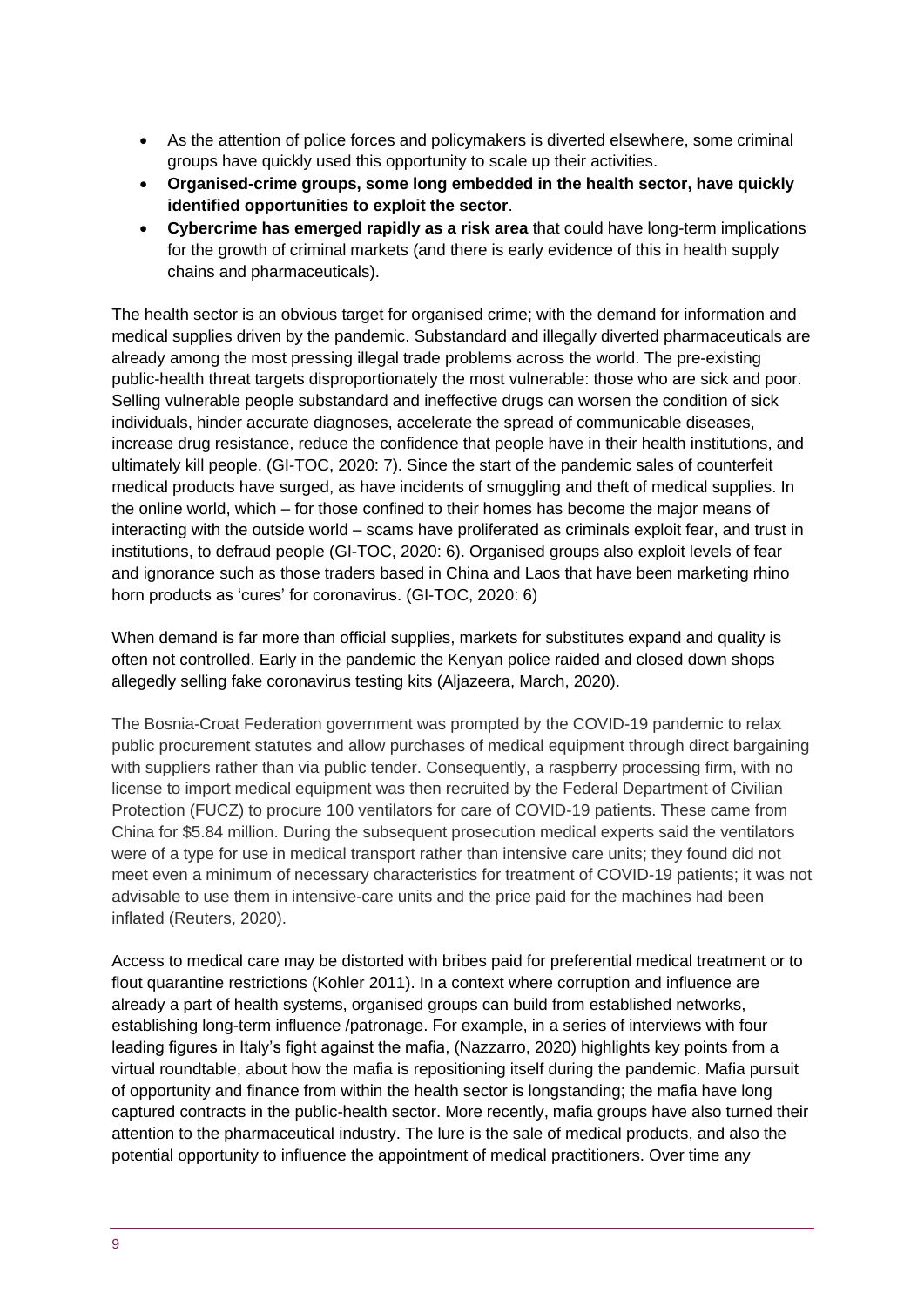- As the attention of police forces and policymakers is diverted elsewhere, some criminal groups have quickly used this opportunity to scale up their activities.
- **Organised-crime groups, some long embedded in the health sector, have quickly identified opportunities to exploit the sector**.
- **Cybercrime has emerged rapidly as a risk area** that could have long-term implications for the growth of criminal markets (and there is early evidence of this in health supply chains and pharmaceuticals).

The health sector is an obvious target for organised crime; with the demand for information and medical supplies driven by the pandemic. Substandard and illegally diverted pharmaceuticals are already among the most pressing illegal trade problems across the world. The pre-existing public-health threat targets disproportionately the most vulnerable: those who are sick and poor. Selling vulnerable people substandard and ineffective drugs can worsen the condition of sick individuals, hinder accurate diagnoses, accelerate the spread of communicable diseases, increase drug resistance, reduce the confidence that people have in their health institutions, and ultimately kill people. (GI-TOC, 2020: 7). Since the start of the pandemic sales of counterfeit medical products have surged, as have incidents of smuggling and theft of medical supplies. In the online world, which – for those confined to their homes has become the major means of interacting with the outside world – scams have proliferated as criminals exploit fear, and trust in institutions, to defraud people (GI-TOC, 2020: 6). Organised groups also exploit levels of fear and ignorance such as those traders based in China and Laos that have been marketing rhino horn products as 'cures' for coronavirus. (GI-TOC, 2020: 6)

When demand is far more than official supplies, markets for substitutes expand and quality is often not controlled. Early in the pandemic the Kenyan police raided and closed down shops allegedly selling fake coronavirus testing kits (Aljazeera, March, 2020).

The Bosnia-Croat Federation government was prompted by the COVID-19 pandemic to relax public procurement statutes and allow purchases of medical equipment through direct bargaining with suppliers rather than via public tender. Consequently, a raspberry processing firm, with no license to import medical equipment was then recruited by the Federal Department of Civilian Protection (FUCZ) to procure 100 ventilators for care of COVID-19 patients. These came from China for $5.84 million. During the subsequent prosecution medical experts said the ventilators were of a type for use in medical transport rather than intensive care units; they found did not meet even a minimum of necessary characteristics for treatment of COVID-19 patients; it was not advisable to use them in intensive-care units and the price paid for the machines had been inflated (Reuters, 2020).

Access to medical care may be distorted with bribes paid for preferential medical treatment or to flout quarantine restrictions (Kohler 2011). In a context where corruption and influence are already a part of health systems, organised groups can build from established networks, establishing long-term influence /patronage. For example, in a series of interviews with four leading figures in Italy's fight against the mafia, (Nazzarro, 2020) highlights key points from a virtual roundtable, about how the mafia is repositioning itself during the pandemic. Mafia pursuit of opportunity and finance from within the health sector is longstanding; the mafia have long captured contracts in the public-health sector. More recently, mafia groups have also turned their attention to the pharmaceutical industry. The lure is the sale of medical products, and also the potential opportunity to influence the appointment of medical practitioners. Over time any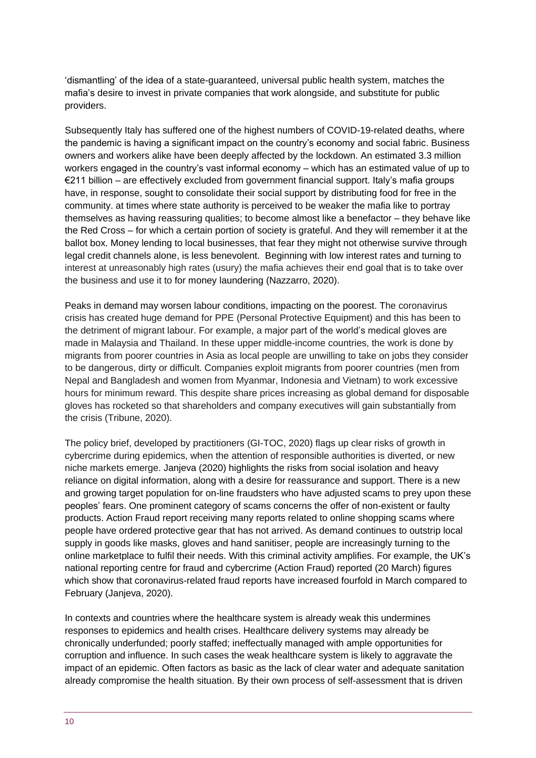'dismantling' of the idea of a state-guaranteed, universal public health system, matches the mafia's desire to invest in private companies that work alongside, and substitute for public providers.

Subsequently Italy has suffered one of the highest numbers of COVID-19-related deaths, where the pandemic is having a significant impact on the country's economy and social fabric. Business owners and workers alike have been deeply affected by the lockdown. An estimated 3.3 million workers engaged in the country's vast informal economy – which has an estimated value of up to €211 billion – are effectively excluded from government financial support. Italy's mafia groups have, in response, sought to consolidate their social support by distributing food for free in the community. at times where state authority is perceived to be weaker the mafia like to portray themselves as having reassuring qualities; to become almost like a benefactor – they behave like the Red Cross – for which a certain portion of society is grateful. And they will remember it at the ballot box. Money lending to local businesses, that fear they might not otherwise survive through legal credit channels alone, is less benevolent. Beginning with low interest rates and turning to interest at unreasonably high rates (usury) the mafia achieves their end goal that is to take over the business and use it to for money laundering (Nazzarro, 2020).

Peaks in demand may worsen labour conditions, impacting on the poorest. The coronavirus crisis has created huge demand for PPE (Personal Protective Equipment) and this has been to the detriment of migrant labour. For example, a major part of the world's medical gloves are made in Malaysia and Thailand. In these upper middle-income countries, the work is done by migrants from poorer countries in Asia as local people are unwilling to take on jobs they consider to be dangerous, dirty or difficult. Companies exploit migrants from poorer countries (men from Nepal and Bangladesh and women from Myanmar, Indonesia and Vietnam) to work excessive hours for minimum reward. This despite share prices increasing as global demand for disposable gloves has rocketed so that shareholders and company executives will gain substantially from the crisis (Tribune, 2020).

The policy brief, developed by practitioners (GI-TOC, 2020) flags up clear risks of growth in cybercrime during epidemics, when the attention of responsible authorities is diverted, or new niche markets emerge. Janjeva (2020) highlights the risks from social isolation and heavy reliance on digital information, along with a desire for reassurance and support. There is a new and growing target population for on-line fraudsters who have adjusted scams to prey upon these peoples' fears. One prominent category of scams concerns the offer of non-existent or faulty products. Action Fraud report receiving many reports related to online shopping scams where people have ordered protective gear that has not arrived. As demand continues to outstrip local supply in goods like masks, gloves and hand sanitiser, people are increasingly turning to the online marketplace to fulfil their needs. With this criminal activity amplifies. For example, the UK's national reporting centre for fraud and cybercrime (Action Fraud) reported (20 March) figures which show that coronavirus-related fraud reports have increased fourfold in March compared to February (Janjeva, 2020).

In contexts and countries where the healthcare system is already weak this undermines responses to epidemics and health crises. Healthcare delivery systems may already be chronically underfunded; poorly staffed; ineffectually managed with ample opportunities for corruption and influence. In such cases the weak healthcare system is likely to aggravate the impact of an epidemic. Often factors as basic as the lack of clear water and adequate sanitation already compromise the health situation. By their own process of self-assessment that is driven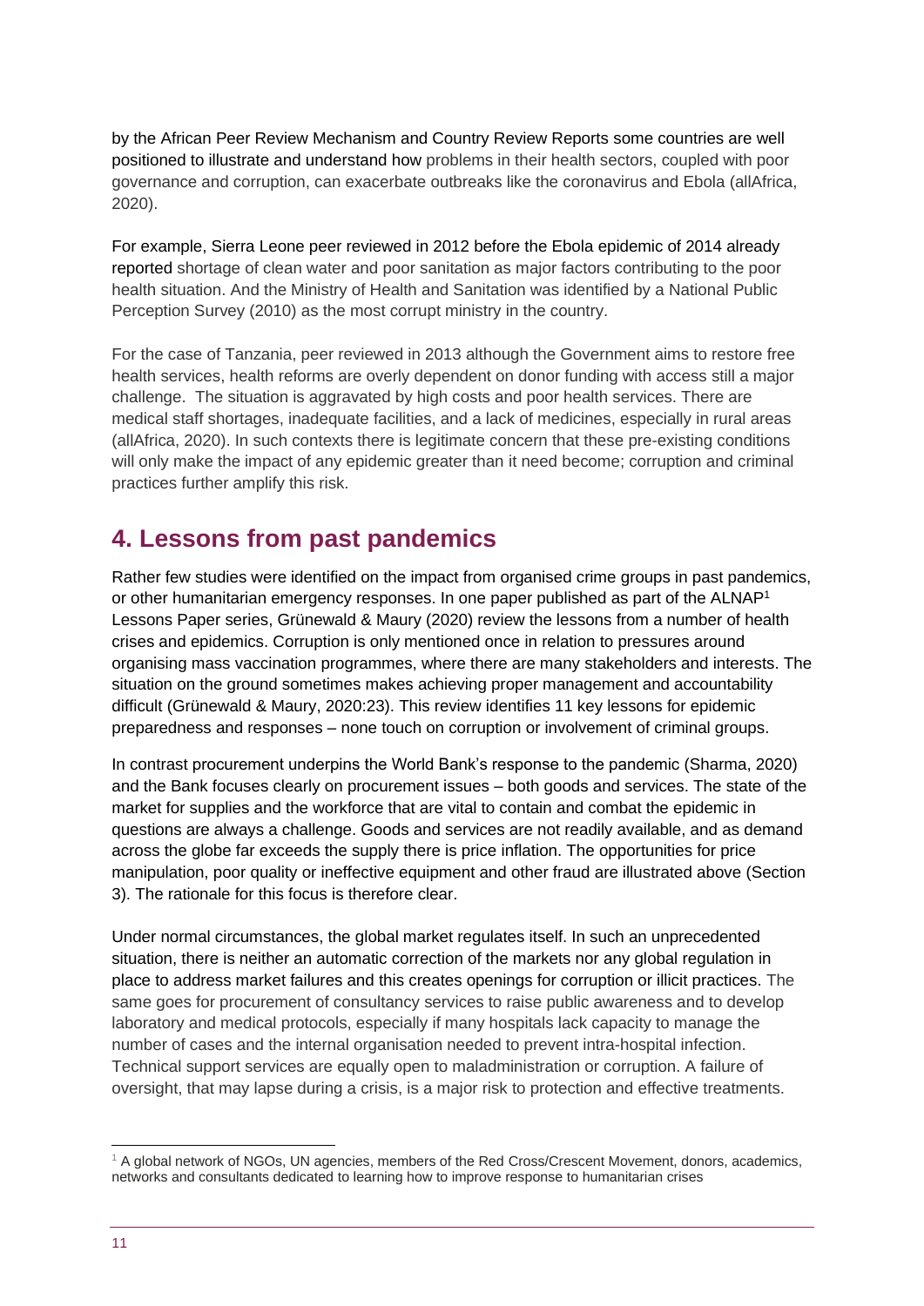by the African Peer Review Mechanism and Country Review Reports some countries are well positioned to illustrate and understand how problems in their health sectors, coupled with poor governance and corruption, can exacerbate outbreaks like the coronavirus and Ebola (allAfrica, 2020).

For example, Sierra Leone peer reviewed in 2012 before the Ebola epidemic of 2014 already reported shortage of clean water and poor sanitation as major factors contributing to the poor health situation. And the Ministry of Health and Sanitation was identified by a National Public Perception Survey (2010) as the most corrupt ministry in the country.

For the case of Tanzania, peer reviewed in 2013 although the Government aims to restore free health services, health reforms are overly dependent on donor funding with access still a major challenge. The situation is aggravated by high costs and poor health services. There are medical staff shortages, inadequate facilities, and a lack of medicines, especially in rural areas (allAfrica, 2020). In such contexts there is legitimate concern that these pre-existing conditions will only make the impact of any epidemic greater than it need become; corruption and criminal practices further amplify this risk.

## 4. Lessons from past pandemics

Rather few studies were identified on the impact from organised crime groups in past pandemics, or other humanitarian emergency responses. In one paper published as part of the ALNAP[1] Lessons Paper series, Grünewald & Maury (2020) review the lessons from a number of health crises and epidemics. Corruption is only mentioned once in relation to pressures around organising mass vaccination programmes, where there are many stakeholders and interests. The situation on the ground sometimes makes achieving proper management and accountability difficult (Grünewald & Maury, 2020:23). This review identifies 11 key lessons for epidemic preparedness and responses – none touch on corruption or involvement of criminal groups.

In contrast procurement underpins the World Bank's response to the pandemic (Sharma, 2020) and the Bank focuses clearly on procurement issues – both goods and services. The state of the market for supplies and the workforce that are vital to contain and combat the epidemic in questions are always a challenge. Goods and services are not readily available, and as demand across the globe far exceeds the supply there is price inflation. The opportunities for price manipulation, poor quality or ineffective equipment and other fraud are illustrated above (Section 3). The rationale for this focus is therefore clear.

Under normal circumstances, the global market regulates itself. In such an unprecedented situation, there is neither an automatic correction of the markets nor any global regulation in place to address market failures and this creates openings for corruption or illicit practices. The same goes for procurement of consultancy services to raise public awareness and to develop laboratory and medical protocols, especially if many hospitals lack capacity to manage the number of cases and the internal organisation needed to prevent intra-hospital infection. Technical support services are equally open to maladministration or corruption. A failure of oversight, that may lapse during a crisis, is a major risk to protection and effective treatments.

[1] A global network of NGOs, UN agencies, members of the Red Cross/Crescent Movement, donors, academics, networks and consultants dedicated to learning how to improve response to humanitarian crises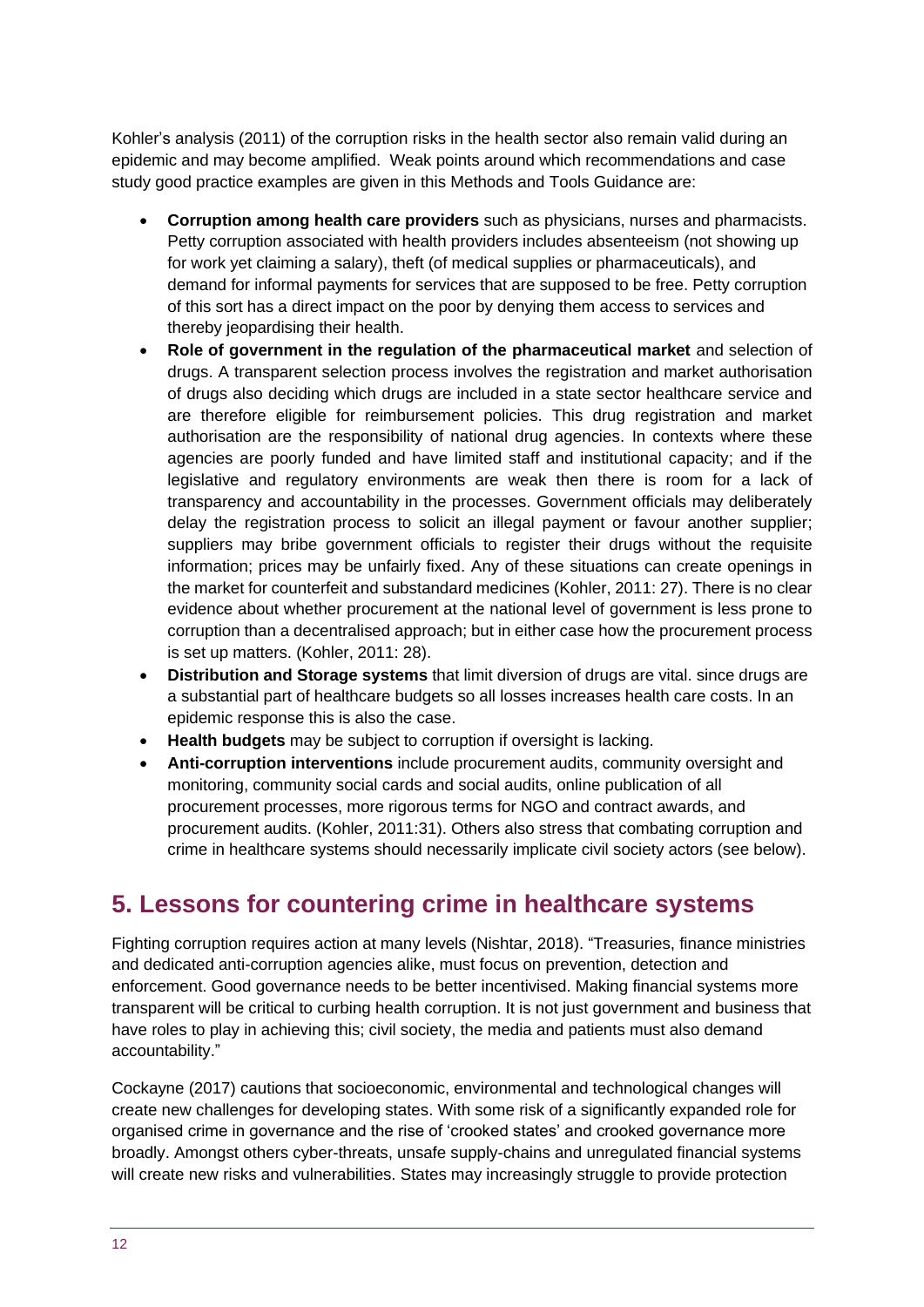Kohler's analysis (2011) of the corruption risks in the health sector also remain valid during an epidemic and may become amplified. Weak points around which recommendations and case study good practice examples are given in this Methods and Tools Guidance are:

- **Corruption among health care providers** such as physicians, nurses and pharmacists. Petty corruption associated with health providers includes absenteeism (not showing up for work yet claiming a salary), theft (of medical supplies or pharmaceuticals), and demand for informal payments for services that are supposed to be free. Petty corruption of this sort has a direct impact on the poor by denying them access to services and thereby jeopardising their health.
- **Role of government in the regulation of the pharmaceutical market** and selection of drugs. A transparent selection process involves the registration and market authorisation of drugs also deciding which drugs are included in a state sector healthcare service and are therefore eligible for reimbursement policies. This drug registration and market authorisation are the responsibility of national drug agencies. In contexts where these agencies are poorly funded and have limited staff and institutional capacity; and if the legislative and regulatory environments are weak then there is room for a lack of transparency and accountability in the processes. Government officials may deliberately delay the registration process to solicit an illegal payment or favour another supplier; suppliers may bribe government officials to register their drugs without the requisite information; prices may be unfairly fixed. Any of these situations can create openings in the market for counterfeit and substandard medicines (Kohler, 2011: 27). There is no clear evidence about whether procurement at the national level of government is less prone to corruption than a decentralised approach; but in either case how the procurement process is set up matters. (Kohler, 2011: 28).
- **Distribution and Storage systems** that limit diversion of drugs are vital. since drugs are a substantial part of healthcare budgets so all losses increases health care costs. In an epidemic response this is also the case.
- **Health budgets** may be subject to corruption if oversight is lacking.
- **Anti-corruption interventions** include procurement audits, community oversight and monitoring, community social cards and social audits, online publication of all procurement processes, more rigorous terms for NGO and contract awards, and procurement audits. (Kohler, 2011:31). Others also stress that combating corruption and crime in healthcare systems should necessarily implicate civil society actors (see below).

## 5. Lessons for countering crime in healthcare systems

Fighting corruption requires action at many levels (Nishtar, 2018). "Treasuries, finance ministries and dedicated anti-corruption agencies alike, must focus on prevention, detection and enforcement. Good governance needs to be better incentivised. Making financial systems more transparent will be critical to curbing health corruption. It is not just government and business that have roles to play in achieving this; civil society, the media and patients must also demand accountability."

Cockayne (2017) cautions that socioeconomic, environmental and technological changes will create new challenges for developing states. With some risk of a significantly expanded role for organised crime in governance and the rise of 'crooked states' and crooked governance more broadly. Amongst others cyber-threats, unsafe supply-chains and unregulated financial systems will create new risks and vulnerabilities. States may increasingly struggle to provide protection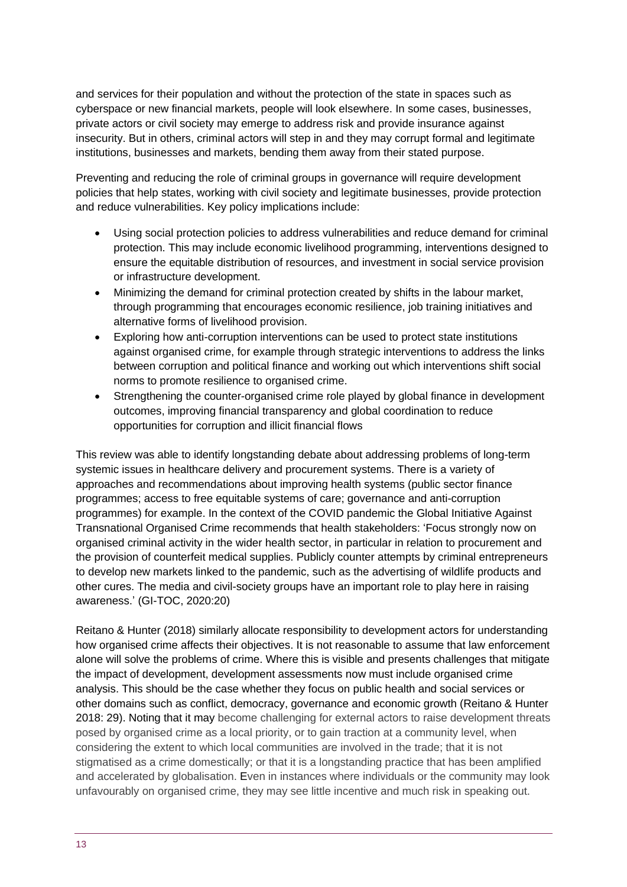and services for their population and without the protection of the state in spaces such as cyberspace or new financial markets, people will look elsewhere. In some cases, businesses, private actors or civil society may emerge to address risk and provide insurance against insecurity. But in others, criminal actors will step in and they may corrupt formal and legitimate institutions, businesses and markets, bending them away from their stated purpose.

Preventing and reducing the role of criminal groups in governance will require development policies that help states, working with civil society and legitimate businesses, provide protection and reduce vulnerabilities. Key policy implications include:

- Using social protection policies to address vulnerabilities and reduce demand for criminal protection. This may include economic livelihood programming, interventions designed to ensure the equitable distribution of resources, and investment in social service provision or infrastructure development.
- Minimizing the demand for criminal protection created by shifts in the labour market, through programming that encourages economic resilience, job training initiatives and alternative forms of livelihood provision.
- Exploring how anti-corruption interventions can be used to protect state institutions against organised crime, for example through strategic interventions to address the links between corruption and political finance and working out which interventions shift social norms to promote resilience to organised crime.
- Strengthening the counter-organised crime role played by global finance in development outcomes, improving financial transparency and global coordination to reduce opportunities for corruption and illicit financial flows

This review was able to identify longstanding debate about addressing problems of long-term systemic issues in healthcare delivery and procurement systems. There is a variety of approaches and recommendations about improving health systems (public sector finance programmes; access to free equitable systems of care; governance and anti-corruption programmes) for example. In the context of the COVID pandemic the Global Initiative Against Transnational Organised Crime recommends that health stakeholders: 'Focus strongly now on organised criminal activity in the wider health sector, in particular in relation to procurement and the provision of counterfeit medical supplies. Publicly counter attempts by criminal entrepreneurs to develop new markets linked to the pandemic, such as the advertising of wildlife products and other cures. The media and civil-society groups have an important role to play here in raising awareness.' (GI-TOC, 2020:20)

Reitano & Hunter (2018) similarly allocate responsibility to development actors for understanding how organised crime affects their objectives. It is not reasonable to assume that law enforcement alone will solve the problems of crime. Where this is visible and presents challenges that mitigate the impact of development, development assessments now must include organised crime analysis. This should be the case whether they focus on public health and social services or other domains such as conflict, democracy, governance and economic growth (Reitano & Hunter 2018: 29). Noting that it may become challenging for external actors to raise development threats posed by organised crime as a local priority, or to gain traction at a community level, when considering the extent to which local communities are involved in the trade; that it is not stigmatised as a crime domestically; or that it is a longstanding practice that has been amplified and accelerated by globalisation. Even in instances where individuals or the community may look unfavourably on organised crime, they may see little incentive and much risk in speaking out.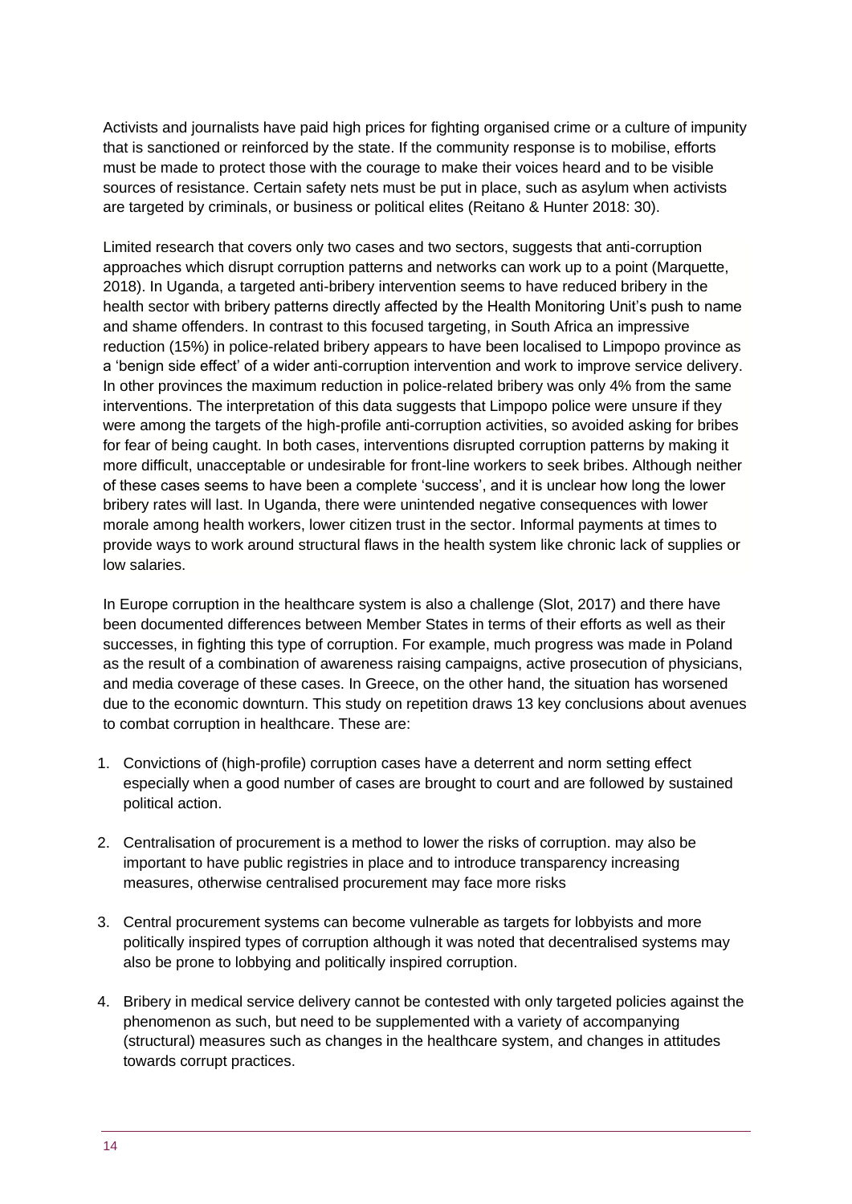Activists and journalists have paid high prices for fighting organised crime or a culture of impunity that is sanctioned or reinforced by the state. If the community response is to mobilise, efforts must be made to protect those with the courage to make their voices heard and to be visible sources of resistance. Certain safety nets must be put in place, such as asylum when activists are targeted by criminals, or business or political elites (Reitano & Hunter 2018: 30).

Limited research that covers only two cases and two sectors, suggests that anti-corruption approaches which disrupt corruption patterns and networks can work up to a point (Marquette, 2018). In Uganda, a targeted anti-bribery intervention seems to have reduced bribery in the health sector with bribery patterns directly affected by the Health Monitoring Unit's push to name and shame offenders. In contrast to this focused targeting, in South Africa an impressive reduction (15%) in police-related bribery appears to have been localised to Limpopo province as a 'benign side effect' of a wider anti-corruption intervention and work to improve service delivery. In other provinces the maximum reduction in police-related bribery was only 4% from the same interventions. The interpretation of this data suggests that Limpopo police were unsure if they were among the targets of the high-profile anti-corruption activities, so avoided asking for bribes for fear of being caught. In both cases, interventions disrupted corruption patterns by making it more difficult, unacceptable or undesirable for front-line workers to seek bribes. Although neither of these cases seems to have been a complete 'success', and it is unclear how long the lower bribery rates will last. In Uganda, there were unintended negative consequences with lower morale among health workers, lower citizen trust in the sector. Informal payments at times to provide ways to work around structural flaws in the health system like chronic lack of supplies or low salaries.

In Europe corruption in the healthcare system is also a challenge (Slot, 2017) and there have been documented differences between Member States in terms of their efforts as well as their successes, in fighting this type of corruption. For example, much progress was made in Poland as the result of a combination of awareness raising campaigns, active prosecution of physicians, and media coverage of these cases. In Greece, on the other hand, the situation has worsened due to the economic downturn. This study on repetition draws 13 key conclusions about avenues to combat corruption in healthcare. These are:

1. Convictions of (high-profile) corruption cases have a deterrent and norm setting effect especially when a good number of cases are brought to court and are followed by sustained political action.

2. Centralisation of procurement is a method to lower the risks of corruption. may also be important to have public registries in place and to introduce transparency increasing measures, otherwise centralised procurement may face more risks

3. Central procurement systems can become vulnerable as targets for lobbyists and more politically inspired types of corruption although it was noted that decentralised systems may also be prone to lobbying and politically inspired corruption.

4. Bribery in medical service delivery cannot be contested with only targeted policies against the phenomenon as such, but need to be supplemented with a variety of accompanying (structural) measures such as changes in the healthcare system, and changes in attitudes towards corrupt practices.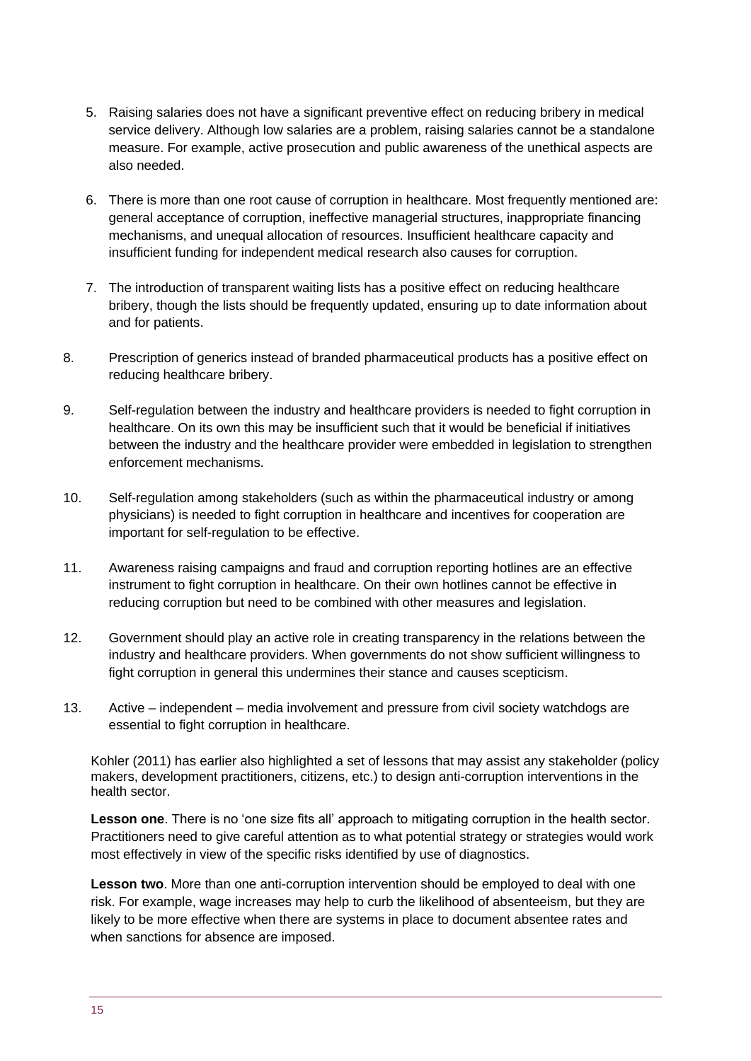5. Raising salaries does not have a significant preventive effect on reducing bribery in medical service delivery. Although low salaries are a problem, raising salaries cannot be a standalone measure. For example, active prosecution and public awareness of the unethical aspects are also needed.

6. There is more than one root cause of corruption in healthcare. Most frequently mentioned are: general acceptance of corruption, ineffective managerial structures, inappropriate financing mechanisms, and unequal allocation of resources. Insufficient healthcare capacity and insufficient funding for independent medical research also causes for corruption.

7. The introduction of transparent waiting lists has a positive effect on reducing healthcare bribery, though the lists should be frequently updated, ensuring up to date information about and for patients.

8. Prescription of generics instead of branded pharmaceutical products has a positive effect on reducing healthcare bribery.

9. Self-regulation between the industry and healthcare providers is needed to fight corruption in healthcare. On its own this may be insufficient such that it would be beneficial if initiatives between the industry and the healthcare provider were embedded in legislation to strengthen enforcement mechanisms.

10. Self-regulation among stakeholders (such as within the pharmaceutical industry or among physicians) is needed to fight corruption in healthcare and incentives for cooperation are important for self-regulation to be effective.

11. Awareness raising campaigns and fraud and corruption reporting hotlines are an effective instrument to fight corruption in healthcare. On their own hotlines cannot be effective in reducing corruption but need to be combined with other measures and legislation.

12. Government should play an active role in creating transparency in the relations between the industry and healthcare providers. When governments do not show sufficient willingness to fight corruption in general this undermines their stance and causes scepticism.

13. Active – independent – media involvement and pressure from civil society watchdogs are essential to fight corruption in healthcare.

Kohler (2011) has earlier also highlighted a set of lessons that may assist any stakeholder (policy makers, development practitioners, citizens, etc.) to design anti-corruption interventions in the health sector.

**Lesson one**. There is no 'one size fits all' approach to mitigating corruption in the health sector. Practitioners need to give careful attention as to what potential strategy or strategies would work most effectively in view of the specific risks identified by use of diagnostics.

**Lesson two**. More than one anti-corruption intervention should be employed to deal with one risk. For example, wage increases may help to curb the likelihood of absenteeism, but they are likely to be more effective when there are systems in place to document absentee rates and when sanctions for absence are imposed.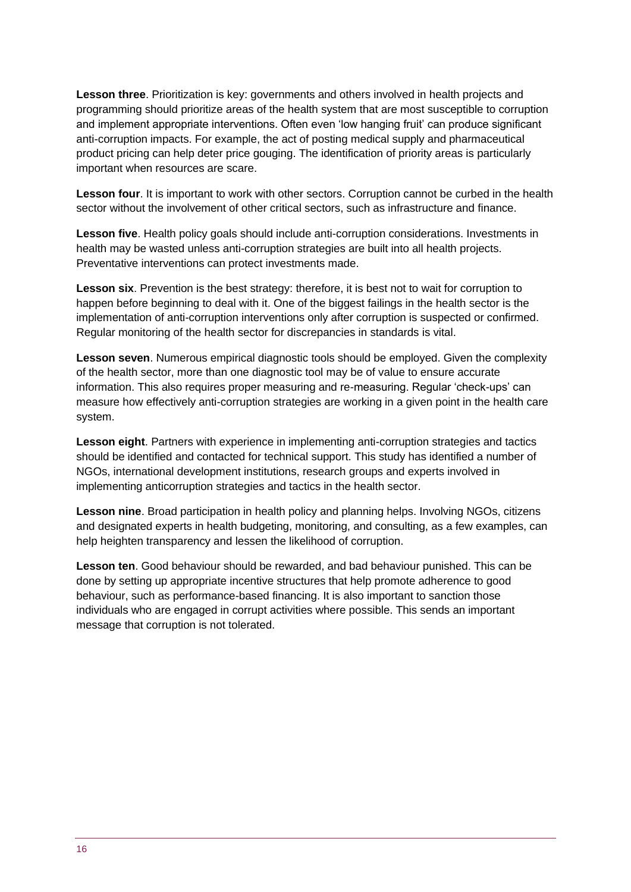**Lesson three**. Prioritization is key: governments and others involved in health projects and programming should prioritize areas of the health system that are most susceptible to corruption and implement appropriate interventions. Often even 'low hanging fruit' can produce significant anti-corruption impacts. For example, the act of posting medical supply and pharmaceutical product pricing can help deter price gouging. The identification of priority areas is particularly important when resources are scare.

**Lesson four**. It is important to work with other sectors. Corruption cannot be curbed in the health sector without the involvement of other critical sectors, such as infrastructure and finance.

**Lesson five**. Health policy goals should include anti-corruption considerations. Investments in health may be wasted unless anti-corruption strategies are built into all health projects. Preventative interventions can protect investments made.

**Lesson six**. Prevention is the best strategy: therefore, it is best not to wait for corruption to happen before beginning to deal with it. One of the biggest failings in the health sector is the implementation of anti-corruption interventions only after corruption is suspected or confirmed. Regular monitoring of the health sector for discrepancies in standards is vital.

**Lesson seven**. Numerous empirical diagnostic tools should be employed. Given the complexity of the health sector, more than one diagnostic tool may be of value to ensure accurate information. This also requires proper measuring and re-measuring. Regular 'check-ups' can measure how effectively anti-corruption strategies are working in a given point in the health care system.

**Lesson eight**. Partners with experience in implementing anti-corruption strategies and tactics should be identified and contacted for technical support. This study has identified a number of NGOs, international development institutions, research groups and experts involved in implementing anticorruption strategies and tactics in the health sector.

**Lesson nine**. Broad participation in health policy and planning helps. Involving NGOs, citizens and designated experts in health budgeting, monitoring, and consulting, as a few examples, can help heighten transparency and lessen the likelihood of corruption.

**Lesson ten**. Good behaviour should be rewarded, and bad behaviour punished. This can be done by setting up appropriate incentive structures that help promote adherence to good behaviour, such as performance-based financing. It is also important to sanction those individuals who are engaged in corrupt activities where possible. This sends an important message that corruption is not tolerated.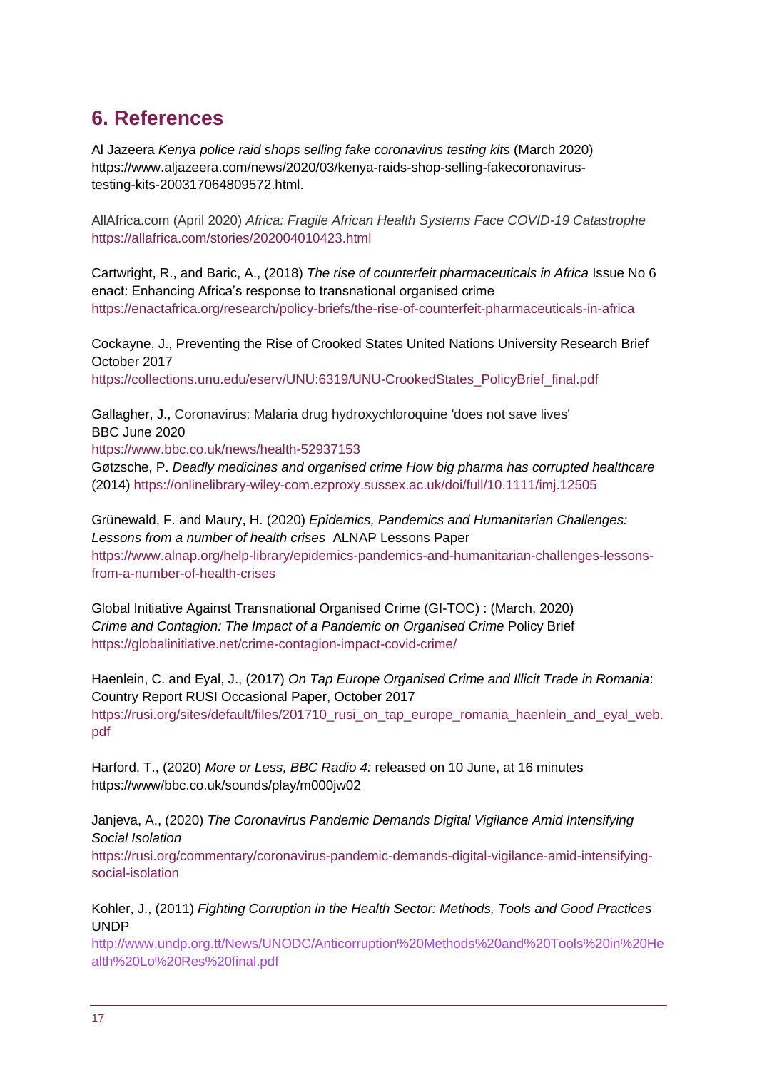# 6. References

Al Jazeera *Kenya police raid shops selling fake coronavirus testing kits* (March 2020) https://www.aljazeera.com/news/2020/03/kenya-raids-shop-selling-fakecoronavirus-testing-kits-200317064809572.html.

AllAfrica.com (April 2020) *Africa: Fragile African Health Systems Face COVID-19 Catastrophe* https://allafrica.com/stories/202004010423.html

Cartwright, R., and Baric, A., (2018) *The rise of counterfeit pharmaceuticals in Africa* Issue No 6 enact: Enhancing Africa's response to transnational organised crime https://enactafrica.org/research/policy-briefs/the-rise-of-counterfeit-pharmaceuticals-in-africa

Cockayne, J., Preventing the Rise of Crooked States United Nations University Research Brief October 2017
https://collections.unu.edu/eserv/UNU:6319/UNU-CrookedStates_PolicyBrief_final.pdf

Gallagher, J., Coronavirus: Malaria drug hydroxychloroquine 'does not save lives' BBC June 2020
https://www.bbc.co.uk/news/health-52937153
Gøtzsche, P. *Deadly medicines and organised crime How big pharma has corrupted healthcare* (2014) https://onlinelibrary-wiley-com.ezproxy.sussex.ac.uk/doi/full/10.1111/imj.12505

Grünewald, F. and Maury, H. (2020) *Epidemics, Pandemics and Humanitarian Challenges: Lessons from a number of health crises* ALNAP Lessons Paper
https://www.alnap.org/help-library/epidemics-pandemics-and-humanitarian-challenges-lessons-from-a-number-of-health-crises

Global Initiative Against Transnational Organised Crime (GI-TOC) : (March, 2020) *Crime and Contagion: The Impact of a Pandemic on Organised Crime* Policy Brief
https://globalinitiative.net/crime-contagion-impact-covid-crime/

Haenlein, C. and Eyal, J., (2017) *On Tap Europe Organised Crime and Illicit Trade in Romania*: Country Report RUSI Occasional Paper, October 2017
https://rusi.org/sites/default/files/201710_rusi_on_tap_europe_romania_haenlein_and_eyal_web.pdf

Harford, T., (2020) *More or Less, BBC Radio 4:* released on 10 June, at 16 minutes https://www/bbc.co.uk/sounds/play/m000jw02

Janjeva, A., (2020) *The Coronavirus Pandemic Demands Digital Vigilance Amid Intensifying Social Isolation*
https://rusi.org/commentary/coronavirus-pandemic-demands-digital-vigilance-amid-intensifying-social-isolation

Kohler, J., (2011) *Fighting Corruption in the Health Sector: Methods, Tools and Good Practices* UNDP
http://www.undp.org.tt/News/UNODC/Anticorruption%20Methods%20and%20Tools%20in%20Health%20Lo%20Res%20final.pdf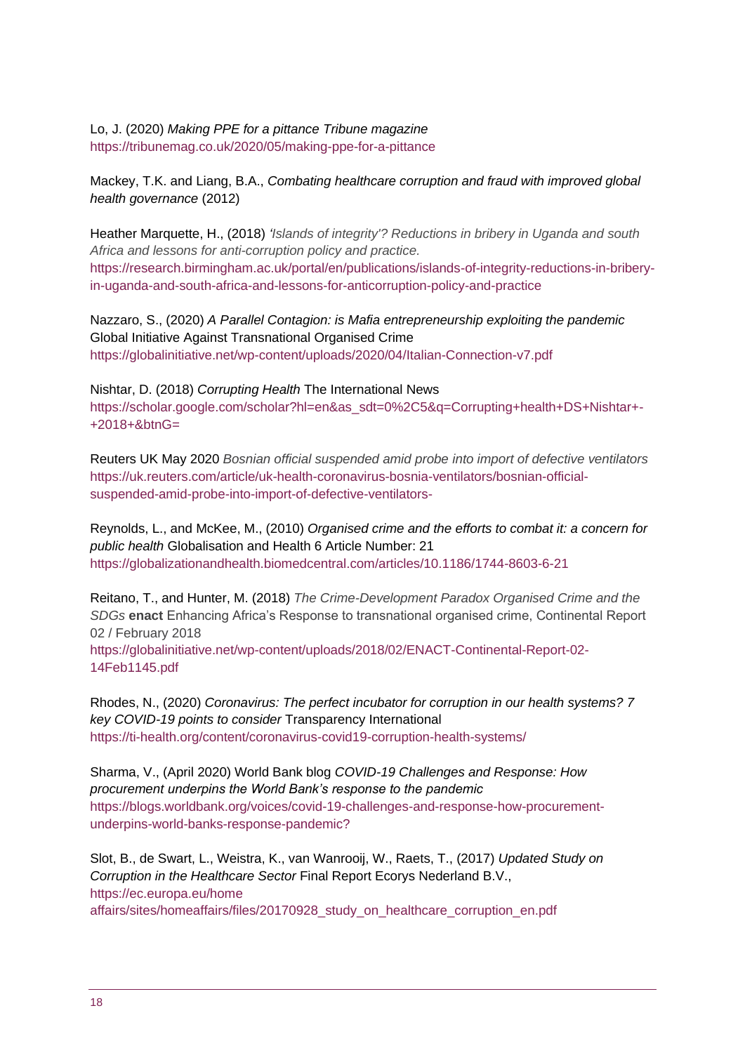Lo, J. (2020) *Making PPE for a pittance Tribune magazine* https://tribunemag.co.uk/2020/05/making-ppe-for-a-pittance

Mackey, T.K. and Liang, B.A., *Combating healthcare corruption and fraud with improved global health governance* (2012)

Heather Marquette, H., (2018) *'Islands of integrity'? Reductions in bribery in Uganda and south Africa and lessons for anti-corruption policy and practice.* https://research.birmingham.ac.uk/portal/en/publications/islands-of-integrity-reductions-in-bribery-in-uganda-and-south-africa-and-lessons-for-anticorruption-policy-and-practice

Nazzaro, S., (2020) *A Parallel Contagion: is Mafia entrepreneurship exploiting the pandemic* Global Initiative Against Transnational Organised Crime https://globalinitiative.net/wp-content/uploads/2020/04/Italian-Connection-v7.pdf

Nishtar, D. (2018) *Corrupting Health* The International News https://scholar.google.com/scholar?hl=en&as_sdt=0%2C5&q=Corrupting+health+DS+Nishtar+-+2018+&btnG=

Reuters UK May 2020 *Bosnian official suspended amid probe into import of defective ventilators* https://uk.reuters.com/article/uk-health-coronavirus-bosnia-ventilators/bosnian-official-suspended-amid-probe-into-import-of-defective-ventilators-

Reynolds, L., and McKee, M., (2010) *Organised crime and the efforts to combat it: a concern for public health* Globalisation and Health 6 Article Number: 21 https://globalizationandhealth.biomedcentral.com/articles/10.1186/1744-8603-6-21

Reitano, T., and Hunter, M. (2018) *The Crime-Development Paradox Organised Crime and the SDGs* **enact** Enhancing Africa's Response to transnational organised crime, Continental Report 02 / February 2018 https://globalinitiative.net/wp-content/uploads/2018/02/ENACT-Continental-Report-02-14Feb1145.pdf

Rhodes, N., (2020) *Coronavirus: The perfect incubator for corruption in our health systems? 7 key COVID-19 points to consider* Transparency International https://ti-health.org/content/coronavirus-covid19-corruption-health-systems/

Sharma, V., (April 2020) World Bank blog *COVID-19 Challenges and Response: How procurement underpins the World Bank's response to the pandemic* https://blogs.worldbank.org/voices/covid-19-challenges-and-response-how-procurement-underpins-world-banks-response-pandemic?

Slot, B., de Swart, L., Weistra, K., van Wanrooij, W., Raets, T., (2017) *Updated Study on Corruption in the Healthcare Sector* Final Report Ecorys Nederland B.V., https://ec.europa.eu/home affairs/sites/homeaffairs/files/20170928_study_on_healthcare_corruption_en.pdf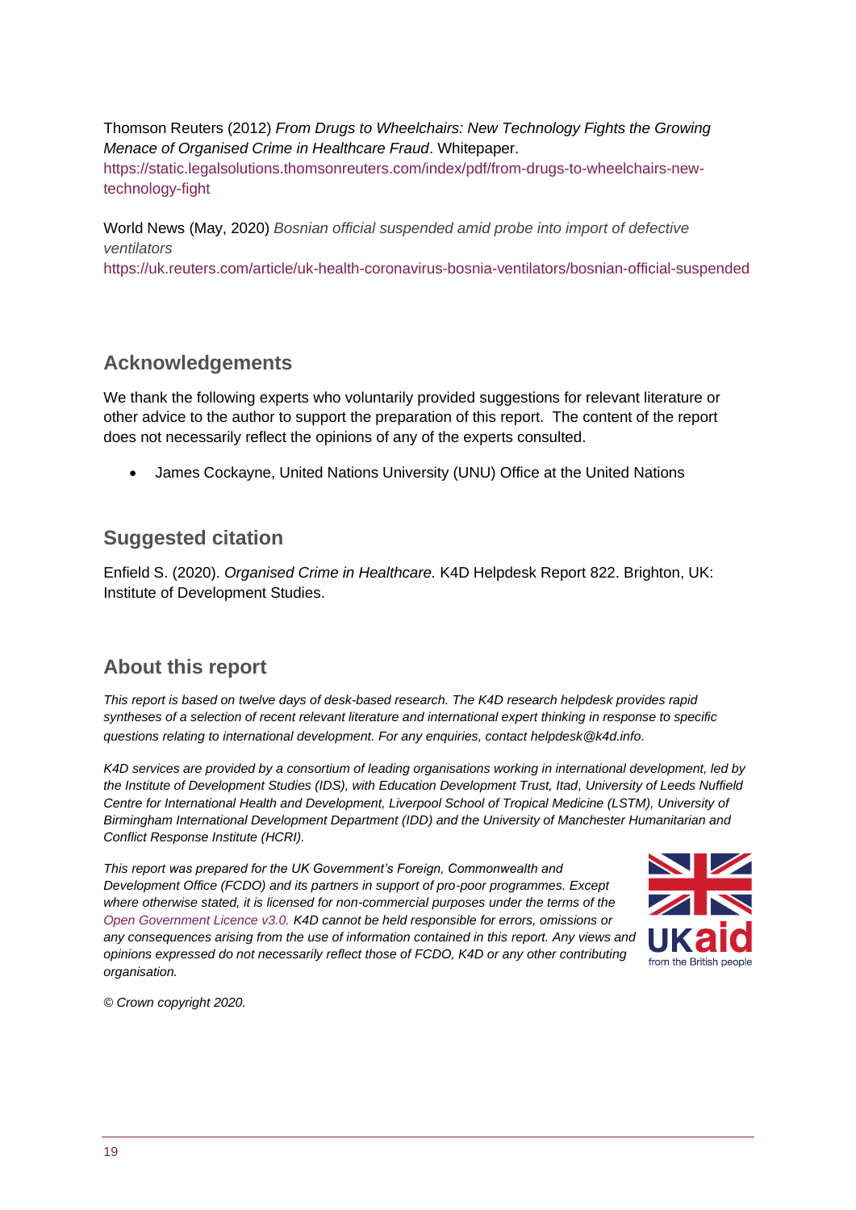Thomson Reuters (2012) *From Drugs to Wheelchairs: New Technology Fights the Growing Menace of Organised Crime in Healthcare Fraud*. Whitepaper. https://static.legalsolutions.thomsonreuters.com/index/pdf/from-drugs-to-wheelchairs-new-technology-fight

World News (May, 2020) *Bosnian official suspended amid probe into import of defective ventilators* https://uk.reuters.com/article/uk-health-coronavirus-bosnia-ventilators/bosnian-official-suspended

## Acknowledgements

We thank the following experts who voluntarily provided suggestions for relevant literature or other advice to the author to support the preparation of this report. The content of the report does not necessarily reflect the opinions of any of the experts consulted.

- James Cockayne, United Nations University (UNU) Office at the United Nations

## Suggested citation

Enfield S. (2020). *Organised Crime in Healthcare.* K4D Helpdesk Report 822. Brighton, UK: Institute of Development Studies.

## About this report

*This report is based on twelve days of desk-based research. The K4D research helpdesk provides rapid syntheses of a selection of recent relevant literature and international expert thinking in response to specific questions relating to international development. For any enquiries, contact helpdesk@k4d.info.*

*K4D services are provided by a consortium of leading organisations working in international development, led by the Institute of Development Studies (IDS), with Education Development Trust, Itad, University of Leeds Nuffield Centre for International Health and Development, Liverpool School of Tropical Medicine (LSTM), University of Birmingham International Development Department (IDD) and the University of Manchester Humanitarian and Conflict Response Institute (HCRI).*

*This report was prepared for the UK Government's Foreign, Commonwealth and Development Office (FCDO) and its partners in support of pro-poor programmes. Except where otherwise stated, it is licensed for non-commercial purposes under the terms of the Open Government Licence v3.0. K4D cannot be held responsible for errors, omissions or any consequences arising from the use of information contained in this report. Any views and opinions expressed do not necessarily reflect those of FCDO, K4D or any other contributing organisation.*

UKaid
from the British people

*© Crown copyright 2020.*